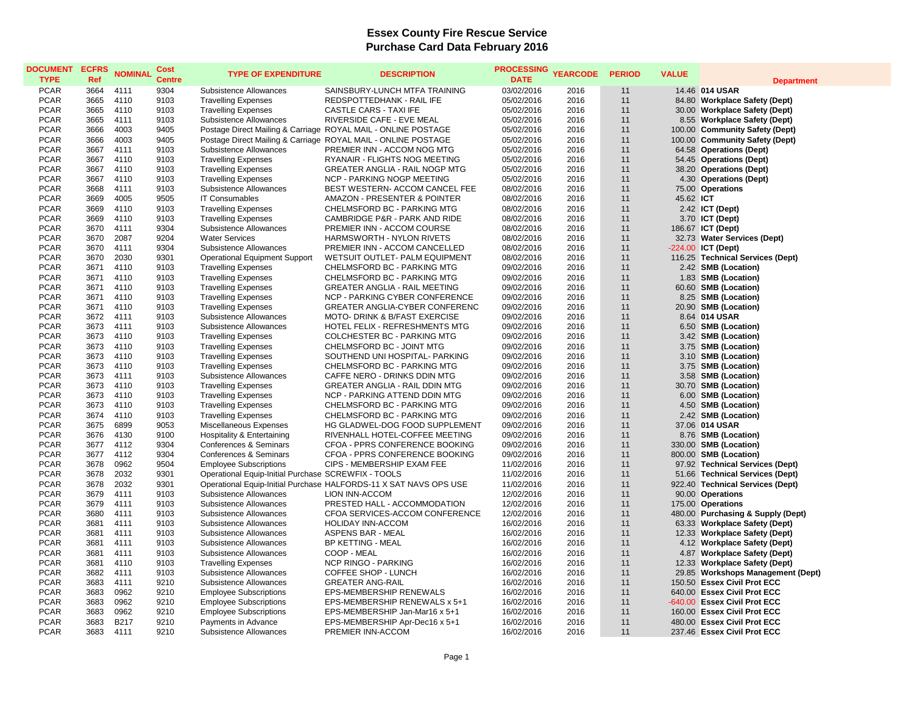# Essex County Fire Rescue Service
## Purchase Card Data February 2016

| DOCUMENT TYPE | ECFRS Ref | NOMINAL | Cost Centre | TYPE OF EXPENDITURE | DESCRIPTION | PROCESSING DATE | YEARCODE | PERIOD | VALUE | Department |
|---|---|---|---|---|---|---|---|---|---|---|
| PCAR | 3664 | 4111 | 9304 | Subsistence Allowances | SAINSBURY-LUNCH MTFA TRAINING | 03/02/2016 | 2016 | 11 | 14.46 | **014 USAR** |
| PCAR | 3665 | 4110 | 9103 | Travelling Expenses | REDSPOTTEDHANK - RAIL IFE | 05/02/2016 | 2016 | 11 | 84.80 | **Workplace Safety (Dept)** |
| PCAR | 3665 | 4110 | 9103 | Travelling Expenses | CASTLE CARS - TAXI IFE | 05/02/2016 | 2016 | 11 | 30.00 | **Workplace Safety (Dept)** |
| PCAR | 3665 | 4111 | 9103 | Subsistence Allowances | RIVERSIDE CAFE - EVE MEAL | 05/02/2016 | 2016 | 11 | 8.55 | **Workplace Safety (Dept)** |
| PCAR | 3666 | 4003 | 9405 | Postage Direct Mailing & Carriage | ROYAL MAIL - ONLINE POSTAGE | 05/02/2016 | 2016 | 11 | 100.00 | **Community Safety (Dept)** |
| PCAR | 3666 | 4003 | 9405 | Postage Direct Mailing & Carriage | ROYAL MAIL - ONLINE POSTAGE | 05/02/2016 | 2016 | 11 | 100.00 | **Community Safety (Dept)** |
| PCAR | 3667 | 4111 | 9103 | Subsistence Allowances | PREMIER INN - ACCOM NOG MTG | 05/02/2016 | 2016 | 11 | 64.58 | **Operations (Dept)** |
| PCAR | 3667 | 4110 | 9103 | Travelling Expenses | RYANAIR - FLIGHTS NOG MEETING | 05/02/2016 | 2016 | 11 | 54.45 | **Operations (Dept)** |
| PCAR | 3667 | 4110 | 9103 | Travelling Expenses | GREATER ANGLIA - RAIL NOGP MTG | 05/02/2016 | 2016 | 11 | 38.20 | **Operations (Dept)** |
| PCAR | 3667 | 4110 | 9103 | Travelling Expenses | NCP - PARKING NOGP MEETING | 05/02/2016 | 2016 | 11 | 4.30 | **Operations (Dept)** |
| PCAR | 3668 | 4111 | 9103 | Subsistence Allowances | BEST WESTERN- ACCOM CANCEL FEE | 08/02/2016 | 2016 | 11 | 75.00 | **Operations** |
| PCAR | 3669 | 4005 | 9505 | IT Consumables | AMAZON - PRESENTER & POINTER | 08/02/2016 | 2016 | 11 | 45.62 | **ICT** |
| PCAR | 3669 | 4110 | 9103 | Travelling Expenses | CHELMSFORD BC - PARKING MTG | 08/02/2016 | 2016 | 11 | 2.42 | **ICT (Dept)** |
| PCAR | 3669 | 4110 | 9103 | Travelling Expenses | CAMBRIDGE P&R - PARK AND RIDE | 08/02/2016 | 2016 | 11 | 3.70 | **ICT (Dept)** |
| PCAR | 3670 | 4111 | 9304 | Subsistence Allowances | PREMIER INN - ACCOM COURSE | 08/02/2016 | 2016 | 11 | 186.67 | **ICT (Dept)** |
| PCAR | 3670 | 2087 | 9204 | Water Services | HARMSWORTH - NYLON RIVETS | 08/02/2016 | 2016 | 11 | 32.73 | **Water Services (Dept)** |
| PCAR | 3670 | 4111 | 9304 | Subsistence Allowances | PREMIER INN - ACCOM CANCELLED | 08/02/2016 | 2016 | 11 | -224.00 | **ICT (Dept)** |
| PCAR | 3670 | 2030 | 9301 | Operational Equipment Support | WETSUIT OUTLET- PALM EQUIPMENT | 08/02/2016 | 2016 | 11 | 116.25 | **Technical Services (Dept)** |
| PCAR | 3671 | 4110 | 9103 | Travelling Expenses | CHELMSFORD BC - PARKING MTG | 09/02/2016 | 2016 | 11 | 2.42 | **SMB (Location)** |
| PCAR | 3671 | 4110 | 9103 | Travelling Expenses | CHELMSFORD BC - PARKING MTG | 09/02/2016 | 2016 | 11 | 1.83 | **SMB (Location)** |
| PCAR | 3671 | 4110 | 9103 | Travelling Expenses | GREATER ANGLIA - RAIL MEETING | 09/02/2016 | 2016 | 11 | 60.60 | **SMB (Location)** |
| PCAR | 3671 | 4110 | 9103 | Travelling Expenses | NCP - PARKING CYBER CONFERENCE | 09/02/2016 | 2016 | 11 | 8.25 | **SMB (Location)** |
| PCAR | 3671 | 4110 | 9103 | Travelling Expenses | GREATER ANGLIA-CYBER CONFERENC | 09/02/2016 | 2016 | 11 | 20.90 | **SMB (Location)** |
| PCAR | 3672 | 4111 | 9103 | Subsistence Allowances | MOTO- DRINK & B/FAST EXERCISE | 09/02/2016 | 2016 | 11 | 8.64 | **014 USAR** |
| PCAR | 3673 | 4111 | 9103 | Subsistence Allowances | HOTEL FELIX - REFRESHMENTS MTG | 09/02/2016 | 2016 | 11 | 6.50 | **SMB (Location)** |
| PCAR | 3673 | 4110 | 9103 | Travelling Expenses | COLCHESTER BC - PARKING MTG | 09/02/2016 | 2016 | 11 | 3.42 | **SMB (Location)** |
| PCAR | 3673 | 4110 | 9103 | Travelling Expenses | CHELMSFORD BC - JOINT MTG | 09/02/2016 | 2016 | 11 | 3.75 | **SMB (Location)** |
| PCAR | 3673 | 4110 | 9103 | Travelling Expenses | SOUTHEND UNI HOSPITAL- PARKING | 09/02/2016 | 2016 | 11 | 3.10 | **SMB (Location)** |
| PCAR | 3673 | 4110 | 9103 | Travelling Expenses | CHELMSFORD BC - PARKING MTG | 09/02/2016 | 2016 | 11 | 3.75 | **SMB (Location)** |
| PCAR | 3673 | 4111 | 9103 | Subsistence Allowances | CAFFE NERO - DRINKS DDIN MTG | 09/02/2016 | 2016 | 11 | 3.58 | **SMB (Location)** |
| PCAR | 3673 | 4110 | 9103 | Travelling Expenses | GREATER ANGLIA - RAIL DDIN MTG | 09/02/2016 | 2016 | 11 | 30.70 | **SMB (Location)** |
| PCAR | 3673 | 4110 | 9103 | Travelling Expenses | NCP - PARKING ATTEND DDIN MTG | 09/02/2016 | 2016 | 11 | 6.00 | **SMB (Location)** |
| PCAR | 3673 | 4110 | 9103 | Travelling Expenses | CHELMSFORD BC - PARKING MTG | 09/02/2016 | 2016 | 11 | 4.50 | **SMB (Location)** |
| PCAR | 3674 | 4110 | 9103 | Travelling Expenses | CHELMSFORD BC - PARKING MTG | 09/02/2016 | 2016 | 11 | 2.42 | **SMB (Location)** |
| PCAR | 3675 | 6899 | 9053 | Miscellaneous Expenses | HG GLADWEL-DOG FOOD SUPPLEMENT | 09/02/2016 | 2016 | 11 | 37.06 | **014 USAR** |
| PCAR | 3676 | 4130 | 9100 | Hospitality & Entertaining | RIVENHALL HOTEL-COFFEE MEETING | 09/02/2016 | 2016 | 11 | 8.76 | **SMB (Location)** |
| PCAR | 3677 | 4112 | 9304 | Conferences & Seminars | CFOA - PPRS CONFERENCE BOOKING | 09/02/2016 | 2016 | 11 | 330.00 | **SMB (Location)** |
| PCAR | 3677 | 4112 | 9304 | Conferences & Seminars | CFOA - PPRS CONFERENCE BOOKING | 09/02/2016 | 2016 | 11 | 800.00 | **SMB (Location)** |
| PCAR | 3678 | 0962 | 9504 | Employee Subscriptions | CIPS - MEMBERSHIP EXAM FEE | 11/02/2016 | 2016 | 11 | 97.92 | **Technical Services (Dept)** |
| PCAR | 3678 | 2032 | 9301 | Operational Equip-Initial Purchase | SCREWFIX - TOOLS | 11/02/2016 | 2016 | 11 | 51.66 | **Technical Services (Dept)** |
| PCAR | 3678 | 2032 | 9301 | Operational Equip-Initial Purchase | HALFORDS-11 X SAT NAVS OPS USE | 11/02/2016 | 2016 | 11 | 922.40 | **Technical Services (Dept)** |
| PCAR | 3679 | 4111 | 9103 | Subsistence Allowances | LION INN-ACCOM | 12/02/2016 | 2016 | 11 | 90.00 | **Operations** |
| PCAR | 3679 | 4111 | 9103 | Subsistence Allowances | PRESTED HALL - ACCOMMODATION | 12/02/2016 | 2016 | 11 | 175.00 | **Operations** |
| PCAR | 3680 | 4111 | 9103 | Subsistence Allowances | CFOA SERVICES-ACCOM CONFERENCE | 12/02/2016 | 2016 | 11 | 480.00 | **Purchasing & Supply (Dept)** |
| PCAR | 3681 | 4111 | 9103 | Subsistence Allowances | HOLIDAY INN-ACCOM | 16/02/2016 | 2016 | 11 | 63.33 | **Workplace Safety (Dept)** |
| PCAR | 3681 | 4111 | 9103 | Subsistence Allowances | ASPENS BAR - MEAL | 16/02/2016 | 2016 | 11 | 12.33 | **Workplace Safety (Dept)** |
| PCAR | 3681 | 4111 | 9103 | Subsistence Allowances | BP KETTING - MEAL | 16/02/2016 | 2016 | 11 | 4.12 | **Workplace Safety (Dept)** |
| PCAR | 3681 | 4111 | 9103 | Subsistence Allowances | COOP - MEAL | 16/02/2016 | 2016 | 11 | 4.87 | **Workplace Safety (Dept)** |
| PCAR | 3681 | 4110 | 9103 | Travelling Expenses | NCP RINGO - PARKING | 16/02/2016 | 2016 | 11 | 12.33 | **Workplace Safety (Dept)** |
| PCAR | 3682 | 4111 | 9103 | Subsistence Allowances | COFFEE SHOP - LUNCH | 16/02/2016 | 2016 | 11 | 29.85 | **Workshops Management (Dept)** |
| PCAR | 3683 | 4111 | 9210 | Subsistence Allowances | GREATER ANG-RAIL | 16/02/2016 | 2016 | 11 | 150.50 | **Essex Civil Prot ECC** |
| PCAR | 3683 | 0962 | 9210 | Employee Subscriptions | EPS-MEMBERSHIP RENEWALS | 16/02/2016 | 2016 | 11 | 640.00 | **Essex Civil Prot ECC** |
| PCAR | 3683 | 0962 | 9210 | Employee Subscriptions | EPS-MEMBERSHIP RENEWALS x 5+1 | 16/02/2016 | 2016 | 11 | -640.00 | **Essex Civil Prot ECC** |
| PCAR | 3683 | 0962 | 9210 | Employee Subscriptions | EPS-MEMBERSHIP Jan-Mar16 x 5+1 | 16/02/2016 | 2016 | 11 | 160.00 | **Essex Civil Prot ECC** |
| PCAR | 3683 | B217 | 9210 | Payments in Advance | EPS-MEMBERSHIP Apr-Dec16 x 5+1 | 16/02/2016 | 2016 | 11 | 480.00 | **Essex Civil Prot ECC** |
| PCAR | 3683 | 4111 | 9210 | Subsistence Allowances | PREMIER INN-ACCOM | 16/02/2016 | 2016 | 11 | 237.46 | **Essex Civil Prot ECC** |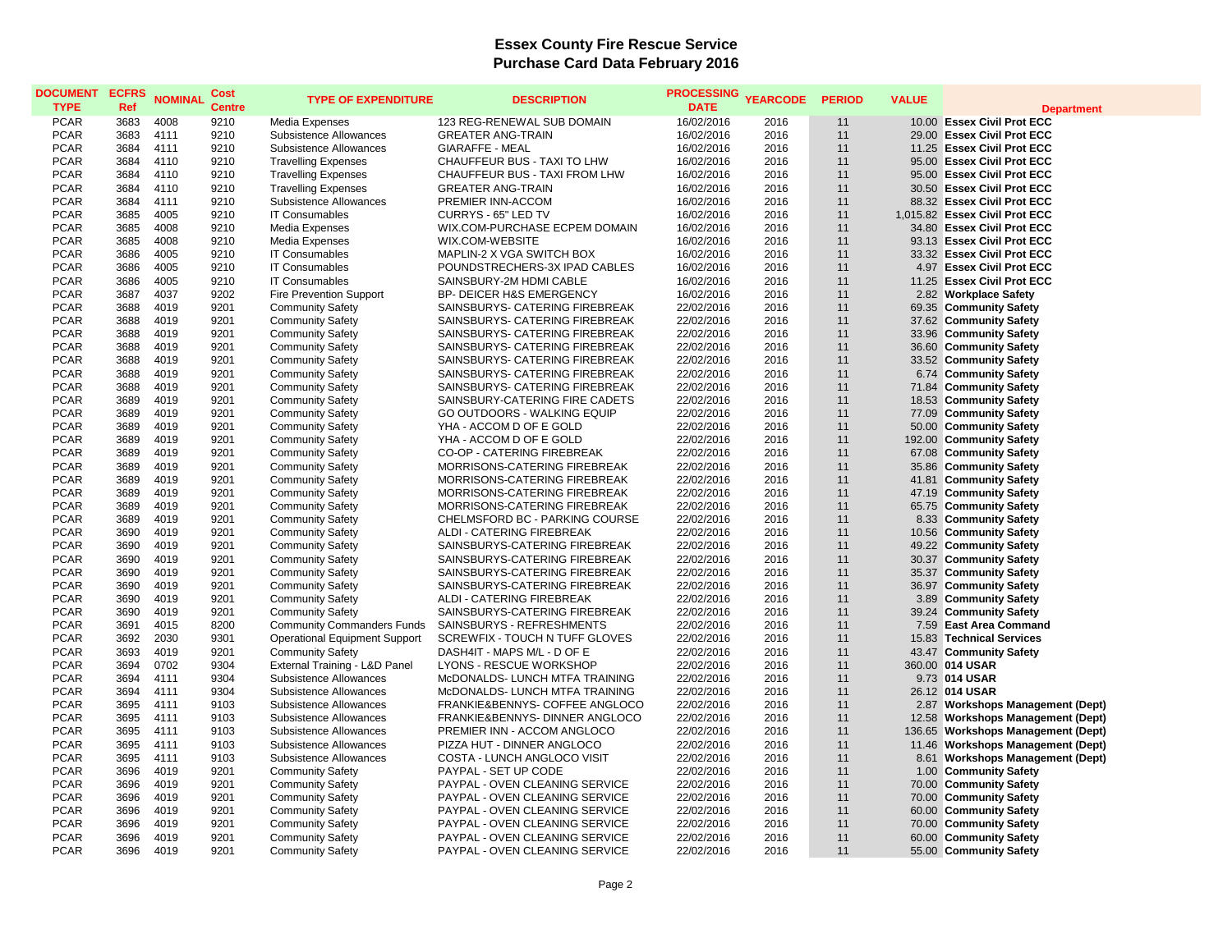# Essex County Fire Rescue Service
## Purchase Card Data February 2016

| DOCUMENT TYPE | ECFRS Ref | NOMINAL | Cost Centre | TYPE OF EXPENDITURE | DESCRIPTION | PROCESSING DATE | YEARCODE | PERIOD | VALUE | Department |
|---|---|---|---|---|---|---|---|---|---|---|
| PCAR | 3683 | 4008 | 9210 | Media Expenses | 123 REG-RENEWAL SUB DOMAIN | 16/02/2016 | 2016 | 11 | 10.00 | **Essex Civil Prot ECC** |
| PCAR | 3683 | 4111 | 9210 | Subsistence Allowances | GREATER ANG-TRAIN | 16/02/2016 | 2016 | 11 | 29.00 | **Essex Civil Prot ECC** |
| PCAR | 3684 | 4111 | 9210 | Subsistence Allowances | GIARAFFE - MEAL | 16/02/2016 | 2016 | 11 | 11.25 | **Essex Civil Prot ECC** |
| PCAR | 3684 | 4110 | 9210 | Travelling Expenses | CHAUFFEUR BUS - TAXI TO LHW | 16/02/2016 | 2016 | 11 | 95.00 | **Essex Civil Prot ECC** |
| PCAR | 3684 | 4110 | 9210 | Travelling Expenses | CHAUFFEUR BUS - TAXI FROM LHW | 16/02/2016 | 2016 | 11 | 95.00 | **Essex Civil Prot ECC** |
| PCAR | 3684 | 4110 | 9210 | Travelling Expenses | GREATER ANG-TRAIN | 16/02/2016 | 2016 | 11 | 30.50 | **Essex Civil Prot ECC** |
| PCAR | 3684 | 4111 | 9210 | Subsistence Allowances | PREMIER INN-ACCOM | 16/02/2016 | 2016 | 11 | 88.32 | **Essex Civil Prot ECC** |
| PCAR | 3685 | 4005 | 9210 | IT Consumables | CURRYS - 65" LED TV | 16/02/2016 | 2016 | 11 | 1,015.82 | **Essex Civil Prot ECC** |
| PCAR | 3685 | 4008 | 9210 | Media Expenses | WIX.COM-PURCHASE ECPEM DOMAIN | 16/02/2016 | 2016 | 11 | 34.80 | **Essex Civil Prot ECC** |
| PCAR | 3685 | 4008 | 9210 | Media Expenses | WIX.COM-WEBSITE | 16/02/2016 | 2016 | 11 | 93.13 | **Essex Civil Prot ECC** |
| PCAR | 3686 | 4005 | 9210 | IT Consumables | MAPLIN-2 X VGA SWITCH BOX | 16/02/2016 | 2016 | 11 | 33.32 | **Essex Civil Prot ECC** |
| PCAR | 3686 | 4005 | 9210 | IT Consumables | POUNDSTRECHERS-3X IPAD CABLES | 16/02/2016 | 2016 | 11 | 4.97 | **Essex Civil Prot ECC** |
| PCAR | 3686 | 4005 | 9210 | IT Consumables | SAINSBURY-2M HDMI CABLE | 16/02/2016 | 2016 | 11 | 11.25 | **Essex Civil Prot ECC** |
| PCAR | 3687 | 4037 | 9202 | Fire Prevention Support | BP- DEICER H&S EMERGENCY | 16/02/2016 | 2016 | 11 | 2.82 | **Workplace Safety** |
| PCAR | 3688 | 4019 | 9201 | Community Safety | SAINSBURYS- CATERING FIREBREAK | 22/02/2016 | 2016 | 11 | 69.35 | **Community Safety** |
| PCAR | 3688 | 4019 | 9201 | Community Safety | SAINSBURYS- CATERING FIREBREAK | 22/02/2016 | 2016 | 11 | 37.62 | **Community Safety** |
| PCAR | 3688 | 4019 | 9201 | Community Safety | SAINSBURYS- CATERING FIREBREAK | 22/02/2016 | 2016 | 11 | 33.96 | **Community Safety** |
| PCAR | 3688 | 4019 | 9201 | Community Safety | SAINSBURYS- CATERING FIREBREAK | 22/02/2016 | 2016 | 11 | 36.60 | **Community Safety** |
| PCAR | 3688 | 4019 | 9201 | Community Safety | SAINSBURYS- CATERING FIREBREAK | 22/02/2016 | 2016 | 11 | 33.52 | **Community Safety** |
| PCAR | 3688 | 4019 | 9201 | Community Safety | SAINSBURYS- CATERING FIREBREAK | 22/02/2016 | 2016 | 11 | 6.74 | **Community Safety** |
| PCAR | 3688 | 4019 | 9201 | Community Safety | SAINSBURYS- CATERING FIREBREAK | 22/02/2016 | 2016 | 11 | 71.84 | **Community Safety** |
| PCAR | 3689 | 4019 | 9201 | Community Safety | SAINSBURY-CATERING FIRE CADETS | 22/02/2016 | 2016 | 11 | 18.53 | **Community Safety** |
| PCAR | 3689 | 4019 | 9201 | Community Safety | GO OUTDOORS - WALKING EQUIP | 22/02/2016 | 2016 | 11 | 77.09 | **Community Safety** |
| PCAR | 3689 | 4019 | 9201 | Community Safety | YHA - ACCOM D OF E GOLD | 22/02/2016 | 2016 | 11 | 50.00 | **Community Safety** |
| PCAR | 3689 | 4019 | 9201 | Community Safety | YHA - ACCOM D OF E GOLD | 22/02/2016 | 2016 | 11 | 192.00 | **Community Safety** |
| PCAR | 3689 | 4019 | 9201 | Community Safety | CO-OP - CATERING FIREBREAK | 22/02/2016 | 2016 | 11 | 67.08 | **Community Safety** |
| PCAR | 3689 | 4019 | 9201 | Community Safety | MORRISONS-CATERING FIREBREAK | 22/02/2016 | 2016 | 11 | 35.86 | **Community Safety** |
| PCAR | 3689 | 4019 | 9201 | Community Safety | MORRISONS-CATERING FIREBREAK | 22/02/2016 | 2016 | 11 | 41.81 | **Community Safety** |
| PCAR | 3689 | 4019 | 9201 | Community Safety | MORRISONS-CATERING FIREBREAK | 22/02/2016 | 2016 | 11 | 47.19 | **Community Safety** |
| PCAR | 3689 | 4019 | 9201 | Community Safety | MORRISONS-CATERING FIREBREAK | 22/02/2016 | 2016 | 11 | 65.75 | **Community Safety** |
| PCAR | 3689 | 4019 | 9201 | Community Safety | CHELMSFORD BC - PARKING COURSE | 22/02/2016 | 2016 | 11 | 8.33 | **Community Safety** |
| PCAR | 3690 | 4019 | 9201 | Community Safety | ALDI - CATERING FIREBREAK | 22/02/2016 | 2016 | 11 | 10.56 | **Community Safety** |
| PCAR | 3690 | 4019 | 9201 | Community Safety | SAINSBURYS-CATERING FIREBREAK | 22/02/2016 | 2016 | 11 | 49.22 | **Community Safety** |
| PCAR | 3690 | 4019 | 9201 | Community Safety | SAINSBURYS-CATERING FIREBREAK | 22/02/2016 | 2016 | 11 | 30.37 | **Community Safety** |
| PCAR | 3690 | 4019 | 9201 | Community Safety | SAINSBURYS-CATERING FIREBREAK | 22/02/2016 | 2016 | 11 | 35.37 | **Community Safety** |
| PCAR | 3690 | 4019 | 9201 | Community Safety | SAINSBURYS-CATERING FIREBREAK | 22/02/2016 | 2016 | 11 | 36.97 | **Community Safety** |
| PCAR | 3690 | 4019 | 9201 | Community Safety | ALDI - CATERING FIREBREAK | 22/02/2016 | 2016 | 11 | 3.89 | **Community Safety** |
| PCAR | 3690 | 4019 | 9201 | Community Safety | SAINSBURYS-CATERING FIREBREAK | 22/02/2016 | 2016 | 11 | 39.24 | **Community Safety** |
| PCAR | 3691 | 4015 | 8200 | Community Commanders Funds | SAINSBURYS - REFRESHMENTS | 22/02/2016 | 2016 | 11 | 7.59 | **East Area Command** |
| PCAR | 3692 | 2030 | 9301 | Operational Equipment Support | SCREWFIX - TOUCH N TUFF GLOVES | 22/02/2016 | 2016 | 11 | 15.83 | **Technical Services** |
| PCAR | 3693 | 4019 | 9201 | Community Safety | DASH4IT - MAPS M/L - D OF E | 22/02/2016 | 2016 | 11 | 43.47 | **Community Safety** |
| PCAR | 3694 | 0702 | 9304 | External Training - L&D Panel | LYONS - RESCUE WORKSHOP | 22/02/2016 | 2016 | 11 | 360.00 | **014 USAR** |
| PCAR | 3694 | 4111 | 9304 | Subsistence Allowances | McDONALDS- LUNCH MTFA TRAINING | 22/02/2016 | 2016 | 11 | 9.73 | **014 USAR** |
| PCAR | 3694 | 4111 | 9304 | Subsistence Allowances | McDONALDS- LUNCH MTFA TRAINING | 22/02/2016 | 2016 | 11 | 26.12 | **014 USAR** |
| PCAR | 3695 | 4111 | 9103 | Subsistence Allowances | FRANKIE&BENNYS- COFFEE ANGLOCO | 22/02/2016 | 2016 | 11 | 2.87 | **Workshops Management (Dept)** |
| PCAR | 3695 | 4111 | 9103 | Subsistence Allowances | FRANKIE&BENNYS- DINNER ANGLOCO | 22/02/2016 | 2016 | 11 | 12.58 | **Workshops Management (Dept)** |
| PCAR | 3695 | 4111 | 9103 | Subsistence Allowances | PREMIER INN - ACCOM ANGLOCO | 22/02/2016 | 2016 | 11 | 136.65 | **Workshops Management (Dept)** |
| PCAR | 3695 | 4111 | 9103 | Subsistence Allowances | PIZZA HUT - DINNER ANGLOCO | 22/02/2016 | 2016 | 11 | 11.46 | **Workshops Management (Dept)** |
| PCAR | 3695 | 4111 | 9103 | Subsistence Allowances | COSTA - LUNCH ANGLOCO VISIT | 22/02/2016 | 2016 | 11 | 8.61 | **Workshops Management (Dept)** |
| PCAR | 3696 | 4019 | 9201 | Community Safety | PAYPAL - SET UP CODE | 22/02/2016 | 2016 | 11 | 1.00 | **Community Safety** |
| PCAR | 3696 | 4019 | 9201 | Community Safety | PAYPAL - OVEN CLEANING SERVICE | 22/02/2016 | 2016 | 11 | 70.00 | **Community Safety** |
| PCAR | 3696 | 4019 | 9201 | Community Safety | PAYPAL - OVEN CLEANING SERVICE | 22/02/2016 | 2016 | 11 | 70.00 | **Community Safety** |
| PCAR | 3696 | 4019 | 9201 | Community Safety | PAYPAL - OVEN CLEANING SERVICE | 22/02/2016 | 2016 | 11 | 60.00 | **Community Safety** |
| PCAR | 3696 | 4019 | 9201 | Community Safety | PAYPAL - OVEN CLEANING SERVICE | 22/02/2016 | 2016 | 11 | 70.00 | **Community Safety** |
| PCAR | 3696 | 4019 | 9201 | Community Safety | PAYPAL - OVEN CLEANING SERVICE | 22/02/2016 | 2016 | 11 | 60.00 | **Community Safety** |
| PCAR | 3696 | 4019 | 9201 | Community Safety | PAYPAL - OVEN CLEANING SERVICE | 22/02/2016 | 2016 | 11 | 55.00 | **Community Safety** |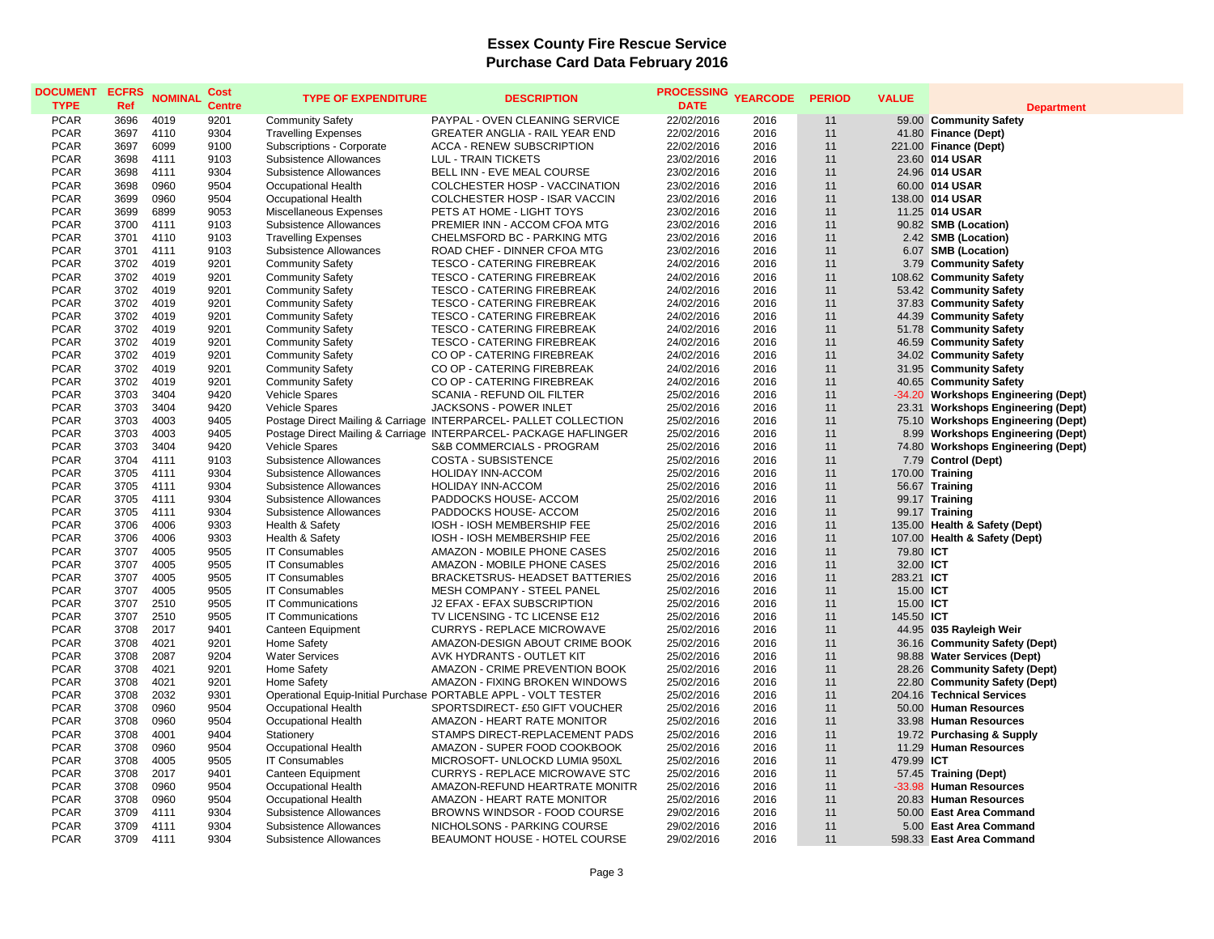# Essex County Fire Rescue Service
## Purchase Card Data February 2016

| DOCUMENT TYPE | ECFRS Ref | NOMINAL | Cost Centre | TYPE OF EXPENDITURE | DESCRIPTION | PROCESSING DATE | YEARCODE | PERIOD | VALUE | Department |
|---|---|---|---|---|---|---|---|---|---|---|
| PCAR | 3696 | 4019 | 9201 | Community Safety | PAYPAL - OVEN CLEANING SERVICE | 22/02/2016 | 2016 | 11 | 59.00 | Community Safety |
| PCAR | 3697 | 4110 | 9304 | Travelling Expenses | GREATER ANGLIA - RAIL YEAR END | 22/02/2016 | 2016 | 11 | 41.80 | Finance (Dept) |
| PCAR | 3697 | 6099 | 9100 | Subscriptions - Corporate | ACCA - RENEW SUBSCRIPTION | 22/02/2016 | 2016 | 11 | 221.00 | Finance (Dept) |
| PCAR | 3698 | 4111 | 9103 | Subsistence Allowances | LUL - TRAIN TICKETS | 23/02/2016 | 2016 | 11 | 23.60 | 014 USAR |
| PCAR | 3698 | 4111 | 9304 | Subsistence Allowances | BELL INN - EVE MEAL COURSE | 23/02/2016 | 2016 | 11 | 24.96 | 014 USAR |
| PCAR | 3698 | 0960 | 9504 | Occupational Health | COLCHESTER HOSP - VACCINATION | 23/02/2016 | 2016 | 11 | 60.00 | 014 USAR |
| PCAR | 3699 | 0960 | 9504 | Occupational Health | COLCHESTER HOSP - ISAR VACCIN | 23/02/2016 | 2016 | 11 | 138.00 | 014 USAR |
| PCAR | 3699 | 6899 | 9053 | Miscellaneous Expenses | PETS AT HOME - LIGHT TOYS | 23/02/2016 | 2016 | 11 | 11.25 | 014 USAR |
| PCAR | 3700 | 4111 | 9103 | Subsistence Allowances | PREMIER INN - ACCOM CFOA MTG | 23/02/2016 | 2016 | 11 | 90.82 | SMB (Location) |
| PCAR | 3701 | 4110 | 9103 | Travelling Expenses | CHELMSFORD BC - PARKING MTG | 23/02/2016 | 2016 | 11 | 2.42 | SMB (Location) |
| PCAR | 3701 | 4111 | 9103 | Subsistence Allowances | ROAD CHEF - DINNER CFOA MTG | 23/02/2016 | 2016 | 11 | 6.07 | SMB (Location) |
| PCAR | 3702 | 4019 | 9201 | Community Safety | TESCO - CATERING FIREBREAK | 24/02/2016 | 2016 | 11 | 3.79 | Community Safety |
| PCAR | 3702 | 4019 | 9201 | Community Safety | TESCO - CATERING FIREBREAK | 24/02/2016 | 2016 | 11 | 108.62 | Community Safety |
| PCAR | 3702 | 4019 | 9201 | Community Safety | TESCO - CATERING FIREBREAK | 24/02/2016 | 2016 | 11 | 53.42 | Community Safety |
| PCAR | 3702 | 4019 | 9201 | Community Safety | TESCO - CATERING FIREBREAK | 24/02/2016 | 2016 | 11 | 37.83 | Community Safety |
| PCAR | 3702 | 4019 | 9201 | Community Safety | TESCO - CATERING FIREBREAK | 24/02/2016 | 2016 | 11 | 44.39 | Community Safety |
| PCAR | 3702 | 4019 | 9201 | Community Safety | TESCO - CATERING FIREBREAK | 24/02/2016 | 2016 | 11 | 51.78 | Community Safety |
| PCAR | 3702 | 4019 | 9201 | Community Safety | TESCO - CATERING FIREBREAK | 24/02/2016 | 2016 | 11 | 46.59 | Community Safety |
| PCAR | 3702 | 4019 | 9201 | Community Safety | CO OP - CATERING FIREBREAK | 24/02/2016 | 2016 | 11 | 34.02 | Community Safety |
| PCAR | 3702 | 4019 | 9201 | Community Safety | CO OP - CATERING FIREBREAK | 24/02/2016 | 2016 | 11 | 31.95 | Community Safety |
| PCAR | 3702 | 4019 | 9201 | Community Safety | CO OP - CATERING FIREBREAK | 24/02/2016 | 2016 | 11 | 40.65 | Community Safety |
| PCAR | 3703 | 3404 | 9420 | Vehicle Spares | SCANIA - REFUND OIL FILTER | 25/02/2016 | 2016 | 11 | -34.20 | Workshops Engineering (Dept) |
| PCAR | 3703 | 3404 | 9420 | Vehicle Spares | JACKSONS - POWER INLET | 25/02/2016 | 2016 | 11 | 23.31 | Workshops Engineering (Dept) |
| PCAR | 3703 | 4003 | 9405 | Postage Direct Mailing & Carriage | INTERPARCEL- PALLET COLLECTION | 25/02/2016 | 2016 | 11 | 75.10 | Workshops Engineering (Dept) |
| PCAR | 3703 | 4003 | 9405 | Postage Direct Mailing & Carriage | INTERPARCEL- PACKAGE HAFLINGER | 25/02/2016 | 2016 | 11 | 8.99 | Workshops Engineering (Dept) |
| PCAR | 3703 | 3404 | 9420 | Vehicle Spares | S&B COMMERCIALS - PROGRAM | 25/02/2016 | 2016 | 11 | 74.80 | Workshops Engineering (Dept) |
| PCAR | 3704 | 4111 | 9103 | Subsistence Allowances | COSTA - SUBSISTENCE | 25/02/2016 | 2016 | 11 | 7.79 | Control (Dept) |
| PCAR | 3705 | 4111 | 9304 | Subsistence Allowances | HOLIDAY INN-ACCOM | 25/02/2016 | 2016 | 11 | 170.00 | Training |
| PCAR | 3705 | 4111 | 9304 | Subsistence Allowances | HOLIDAY INN-ACCOM | 25/02/2016 | 2016 | 11 | 56.67 | Training |
| PCAR | 3705 | 4111 | 9304 | Subsistence Allowances | PADDOCKS HOUSE- ACCOM | 25/02/2016 | 2016 | 11 | 99.17 | Training |
| PCAR | 3705 | 4111 | 9304 | Subsistence Allowances | PADDOCKS HOUSE- ACCOM | 25/02/2016 | 2016 | 11 | 99.17 | Training |
| PCAR | 3706 | 4006 | 9303 | Health & Safety | IOSH - IOSH MEMBERSHIP FEE | 25/02/2016 | 2016 | 11 | 135.00 | Health & Safety (Dept) |
| PCAR | 3706 | 4006 | 9303 | Health & Safety | IOSH - IOSH MEMBERSHIP FEE | 25/02/2016 | 2016 | 11 | 107.00 | Health & Safety (Dept) |
| PCAR | 3707 | 4005 | 9505 | IT Consumables | AMAZON - MOBILE PHONE CASES | 25/02/2016 | 2016 | 11 | 79.80 | ICT |
| PCAR | 3707 | 4005 | 9505 | IT Consumables | AMAZON - MOBILE PHONE CASES | 25/02/2016 | 2016 | 11 | 32.00 | ICT |
| PCAR | 3707 | 4005 | 9505 | IT Consumables | BRACKETSRUS- HEADSET BATTERIES | 25/02/2016 | 2016 | 11 | 283.21 | ICT |
| PCAR | 3707 | 4005 | 9505 | IT Consumables | MESH COMPANY - STEEL PANEL | 25/02/2016 | 2016 | 11 | 15.00 | ICT |
| PCAR | 3707 | 2510 | 9505 | IT Communications | J2 EFAX - EFAX SUBSCRIPTION | 25/02/2016 | 2016 | 11 | 15.00 | ICT |
| PCAR | 3707 | 2510 | 9505 | IT Communications | TV LICENSING - TC LICENSE E12 | 25/02/2016 | 2016 | 11 | 145.50 | ICT |
| PCAR | 3708 | 2017 | 9401 | Canteen Equipment | CURRYS - REPLACE MICROWAVE | 25/02/2016 | 2016 | 11 | 44.95 | 035 Rayleigh Weir |
| PCAR | 3708 | 4021 | 9201 | Home Safety | AMAZON-DESIGN ABOUT CRIME BOOK | 25/02/2016 | 2016 | 11 | 36.16 | Community Safety (Dept) |
| PCAR | 3708 | 2087 | 9204 | Water Services | AVK HYDRANTS - OUTLET KIT | 25/02/2016 | 2016 | 11 | 98.88 | Water Services (Dept) |
| PCAR | 3708 | 4021 | 9201 | Home Safety | AMAZON - CRIME PREVENTION BOOK | 25/02/2016 | 2016 | 11 | 28.26 | Community Safety (Dept) |
| PCAR | 3708 | 4021 | 9201 | Home Safety | AMAZON - FIXING BROKEN WINDOWS | 25/02/2016 | 2016 | 11 | 22.80 | Community Safety (Dept) |
| PCAR | 3708 | 2032 | 9301 | Operational Equip-Initial Purchase | PORTABLE APPL - VOLT TESTER | 25/02/2016 | 2016 | 11 | 204.16 | Technical Services |
| PCAR | 3708 | 0960 | 9504 | Occupational Health | SPORTSDIRECT- £50 GIFT VOUCHER | 25/02/2016 | 2016 | 11 | 50.00 | Human Resources |
| PCAR | 3708 | 0960 | 9504 | Occupational Health | AMAZON - HEART RATE MONITOR | 25/02/2016 | 2016 | 11 | 33.98 | Human Resources |
| PCAR | 3708 | 4001 | 9404 | Stationery | STAMPS DIRECT-REPLACEMENT PADS | 25/02/2016 | 2016 | 11 | 19.72 | Purchasing & Supply |
| PCAR | 3708 | 0960 | 9504 | Occupational Health | AMAZON - SUPER FOOD COOKBOOK | 25/02/2016 | 2016 | 11 | 11.29 | Human Resources |
| PCAR | 3708 | 4005 | 9505 | IT Consumables | MICROSOFT- UNLOCKD LUMIA 950XL | 25/02/2016 | 2016 | 11 | 479.99 | ICT |
| PCAR | 3708 | 2017 | 9401 | Canteen Equipment | CURRYS - REPLACE MICROWAVE STC | 25/02/2016 | 2016 | 11 | 57.45 | Training (Dept) |
| PCAR | 3708 | 0960 | 9504 | Occupational Health | AMAZON-REFUND HEARTRATE MONITR | 25/02/2016 | 2016 | 11 | -33.98 | Human Resources |
| PCAR | 3708 | 0960 | 9504 | Occupational Health | AMAZON - HEART RATE MONITOR | 25/02/2016 | 2016 | 11 | 20.83 | Human Resources |
| PCAR | 3709 | 4111 | 9304 | Subsistence Allowances | BROWNS WINDSOR - FOOD COURSE | 29/02/2016 | 2016 | 11 | 50.00 | East Area Command |
| PCAR | 3709 | 4111 | 9304 | Subsistence Allowances | NICHOLSONS - PARKING COURSE | 29/02/2016 | 2016 | 11 | 5.00 | East Area Command |
| PCAR | 3709 | 4111 | 9304 | Subsistence Allowances | BEAUMONT HOUSE - HOTEL COURSE | 29/02/2016 | 2016 | 11 | 598.33 | East Area Command |